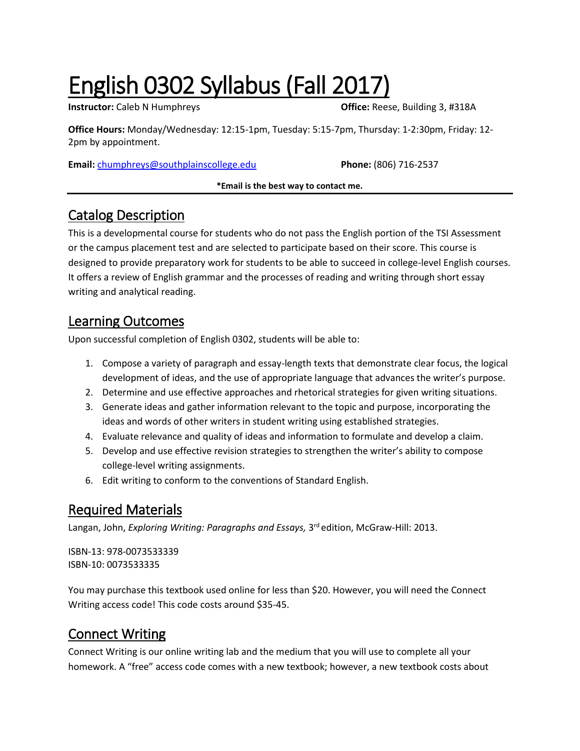# English 0302 Syllabus (Fall 2017)

**Instructor:** Caleb N Humphreys **Office:** Reese, Building 3, #318A

**Office Hours:** Monday/Wednesday: 12:15-1pm, Tuesday: 5:15-7pm, Thursday: 1-2:30pm, Friday: 12-2pm by appointment.

**Email:** chumphreys@southplainscollege.edu **Phone:** (806) 716-2537

**\*Email is the best way to contact me.**

## Catalog Description

This is a developmental course for students who do not pass the English portion of the TSI Assessment or the campus placement test and are selected to participate based on their score. This course is designed to provide preparatory work for students to be able to succeed in college-level English courses. It offers a review of English grammar and the processes of reading and writing through short essay writing and analytical reading.

## Learning Outcomes

Upon successful completion of English 0302, students will be able to:

1. Compose a variety of paragraph and essay-length texts that demonstrate clear focus, the logical development of ideas, and the use of appropriate language that advances the writer's purpose.
2. Determine and use effective approaches and rhetorical strategies for given writing situations.
3. Generate ideas and gather information relevant to the topic and purpose, incorporating the ideas and words of other writers in student writing using established strategies.
4. Evaluate relevance and quality of ideas and information to formulate and develop a claim.
5. Develop and use effective revision strategies to strengthen the writer's ability to compose college-level writing assignments.
6. Edit writing to conform to the conventions of Standard English.

## Required Materials

Langan, John, *Exploring Writing: Paragraphs and Essays,* 3rd edition, McGraw-Hill: 2013.

ISBN-13: 978-0073533339
ISBN-10: 0073533335

You may purchase this textbook used online for less than $20. However, you will need the Connect Writing access code! This code costs around $35-45.

## Connect Writing

Connect Writing is our online writing lab and the medium that you will use to complete all your homework. A "free" access code comes with a new textbook; however, a new textbook costs about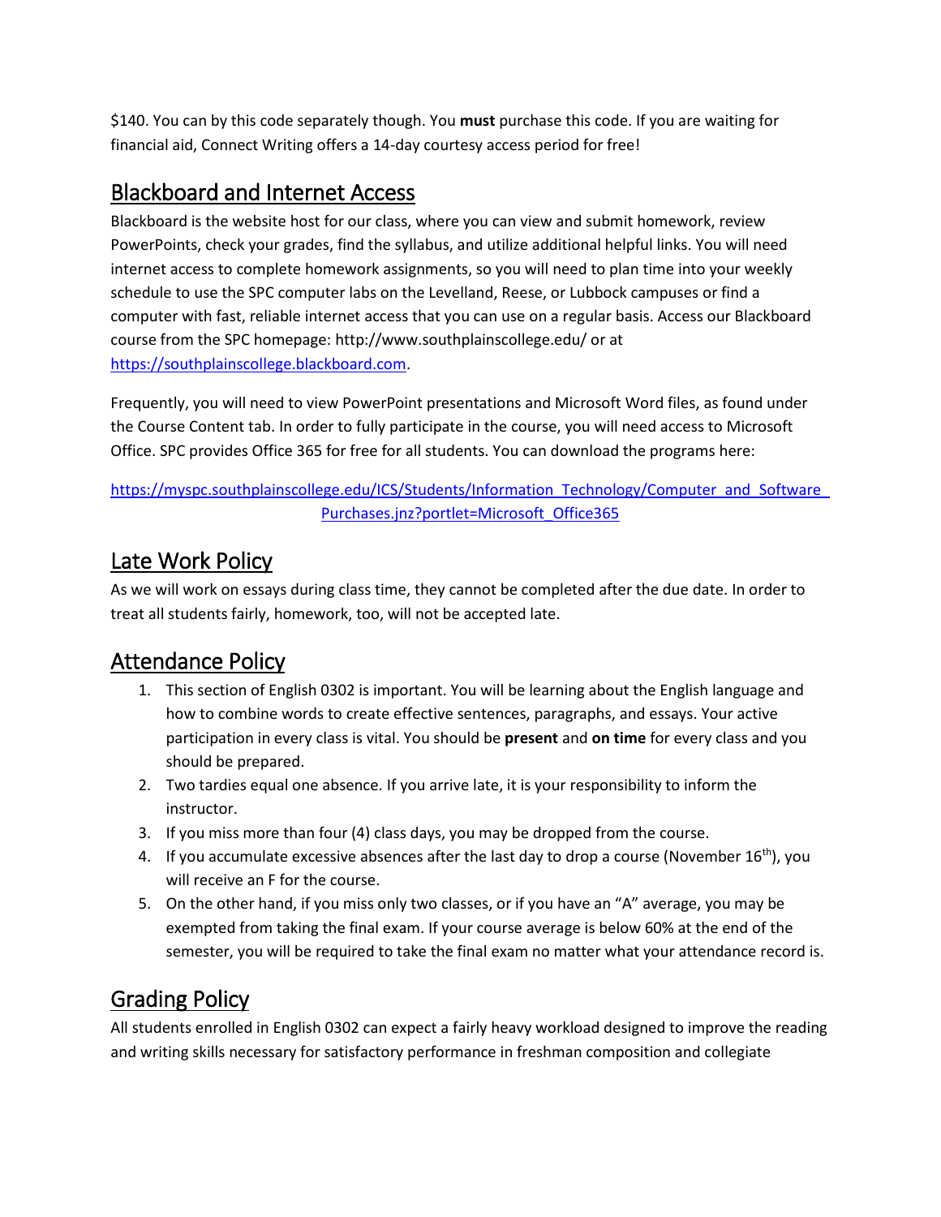$140. You can by this code separately though. You **must** purchase this code. If you are waiting for financial aid, Connect Writing offers a 14-day courtesy access period for free!

## Blackboard and Internet Access

Blackboard is the website host for our class, where you can view and submit homework, review PowerPoints, check your grades, find the syllabus, and utilize additional helpful links. You will need internet access to complete homework assignments, so you will need to plan time into your weekly schedule to use the SPC computer labs on the Levelland, Reese, or Lubbock campuses or find a computer with fast, reliable internet access that you can use on a regular basis. Access our Blackboard course from the SPC homepage: http://www.southplainscollege.edu/ or at https://southplainscollege.blackboard.com.

Frequently, you will need to view PowerPoint presentations and Microsoft Word files, as found under the Course Content tab. In order to fully participate in the course, you will need access to Microsoft Office. SPC provides Office 365 for free for all students. You can download the programs here:

https://myspc.southplainscollege.edu/ICS/Students/Information_Technology/Computer_and_Software_Purchases.jnz?portlet=Microsoft_Office365

## Late Work Policy

As we will work on essays during class time, they cannot be completed after the due date. In order to treat all students fairly, homework, too, will not be accepted late.

## Attendance Policy

1. This section of English 0302 is important. You will be learning about the English language and how to combine words to create effective sentences, paragraphs, and essays. Your active participation in every class is vital. You should be **present** and **on time** for every class and you should be prepared.
2. Two tardies equal one absence. If you arrive late, it is your responsibility to inform the instructor.
3. If you miss more than four (4) class days, you may be dropped from the course.
4. If you accumulate excessive absences after the last day to drop a course (November 16th), you will receive an F for the course.
5. On the other hand, if you miss only two classes, or if you have an "A" average, you may be exempted from taking the final exam. If your course average is below 60% at the end of the semester, you will be required to take the final exam no matter what your attendance record is.

## Grading Policy

All students enrolled in English 0302 can expect a fairly heavy workload designed to improve the reading and writing skills necessary for satisfactory performance in freshman composition and collegiate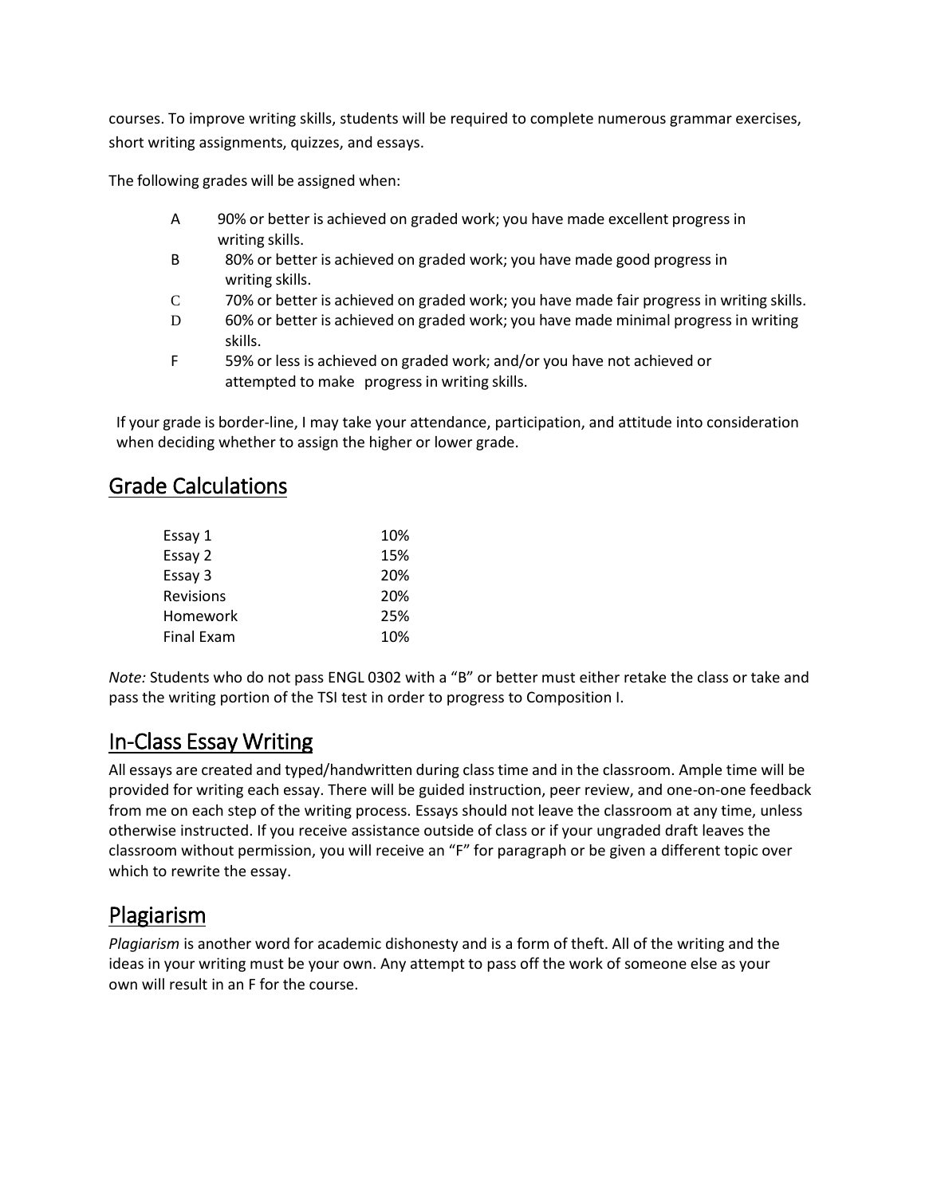courses. To improve writing skills, students will be required to complete numerous grammar exercises, short writing assignments, quizzes, and essays.

The following grades will be assigned when:

- A 90% or better is achieved on graded work; you have made excellent progress in writing skills.
- B 80% or better is achieved on graded work; you have made good progress in writing skills.
- C 70% or better is achieved on graded work; you have made fair progress in writing skills.
- D 60% or better is achieved on graded work; you have made minimal progress in writing skills.
- F 59% or less is achieved on graded work; and/or you have not achieved or attempted to make progress in writing skills.

If your grade is border-line, I may take your attendance, participation, and attitude into consideration when deciding whether to assign the higher or lower grade.

## Grade Calculations

| | |
|---|---|
| Essay 1 | 10% |
| Essay 2 | 15% |
| Essay 3 | 20% |
| Revisions | 20% |
| Homework | 25% |
| Final Exam | 10% |

*Note:* Students who do not pass ENGL 0302 with a "B" or better must either retake the class or take and pass the writing portion of the TSI test in order to progress to Composition I.

## In-Class Essay Writing

All essays are created and typed/handwritten during class time and in the classroom. Ample time will be provided for writing each essay. There will be guided instruction, peer review, and one-on-one feedback from me on each step of the writing process. Essays should not leave the classroom at any time, unless otherwise instructed. If you receive assistance outside of class or if your ungraded draft leaves the classroom without permission, you will receive an "F" for paragraph or be given a different topic over which to rewrite the essay.

## Plagiarism

*Plagiarism* is another word for academic dishonesty and is a form of theft. All of the writing and the ideas in your writing must be your own. Any attempt to pass off the work of someone else as your own will result in an F for the course.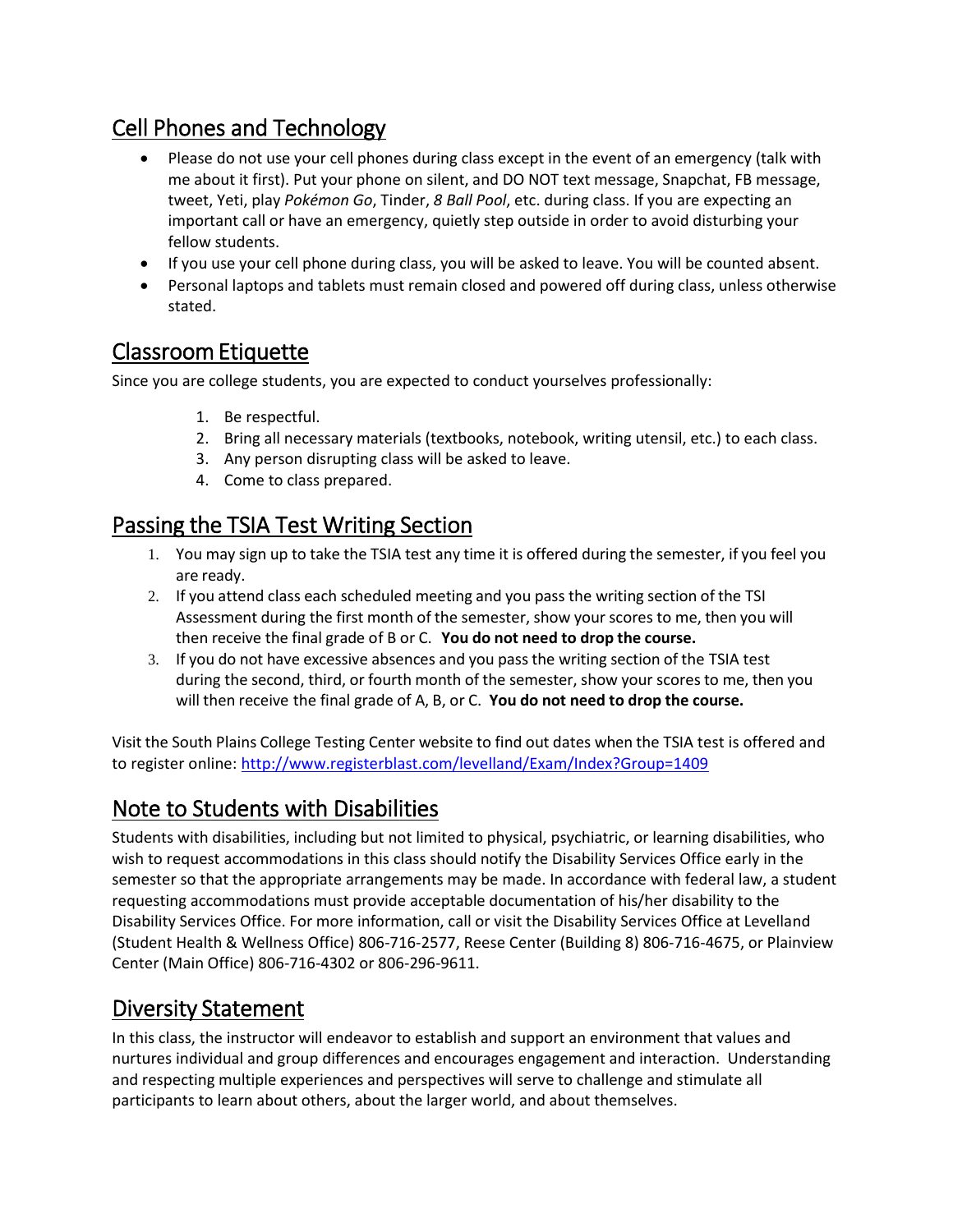## Cell Phones and Technology

- Please do not use your cell phones during class except in the event of an emergency (talk with me about it first). Put your phone on silent, and DO NOT text message, Snapchat, FB message, tweet, Yeti, play *Pokémon Go*, Tinder, *8 Ball Pool*, etc. during class. If you are expecting an important call or have an emergency, quietly step outside in order to avoid disturbing your fellow students.
- If you use your cell phone during class, you will be asked to leave. You will be counted absent.
- Personal laptops and tablets must remain closed and powered off during class, unless otherwise stated.

## Classroom Etiquette

Since you are college students, you are expected to conduct yourselves professionally:

1. Be respectful.
2. Bring all necessary materials (textbooks, notebook, writing utensil, etc.) to each class.
3. Any person disrupting class will be asked to leave.
4. Come to class prepared.

## Passing the TSIA Test Writing Section

1. You may sign up to take the TSIA test any time it is offered during the semester, if you feel you are ready.
2. If you attend class each scheduled meeting and you pass the writing section of the TSI Assessment during the first month of the semester, show your scores to me, then you will then receive the final grade of B or C. **You do not need to drop the course.**
3. If you do not have excessive absences and you pass the writing section of the TSIA test during the second, third, or fourth month of the semester, show your scores to me, then you will then receive the final grade of A, B, or C. **You do not need to drop the course.**

Visit the South Plains College Testing Center website to find out dates when the TSIA test is offered and to register online: http://www.registerblast.com/levelland/Exam/Index?Group=1409

## Note to Students with Disabilities

Students with disabilities, including but not limited to physical, psychiatric, or learning disabilities, who wish to request accommodations in this class should notify the Disability Services Office early in the semester so that the appropriate arrangements may be made. In accordance with federal law, a student requesting accommodations must provide acceptable documentation of his/her disability to the Disability Services Office. For more information, call or visit the Disability Services Office at Levelland (Student Health & Wellness Office) 806-716-2577, Reese Center (Building 8) 806-716-4675, or Plainview Center (Main Office) 806-716-4302 or 806-296-9611.

## Diversity Statement

In this class, the instructor will endeavor to establish and support an environment that values and nurtures individual and group differences and encourages engagement and interaction. Understanding and respecting multiple experiences and perspectives will serve to challenge and stimulate all participants to learn about others, about the larger world, and about themselves.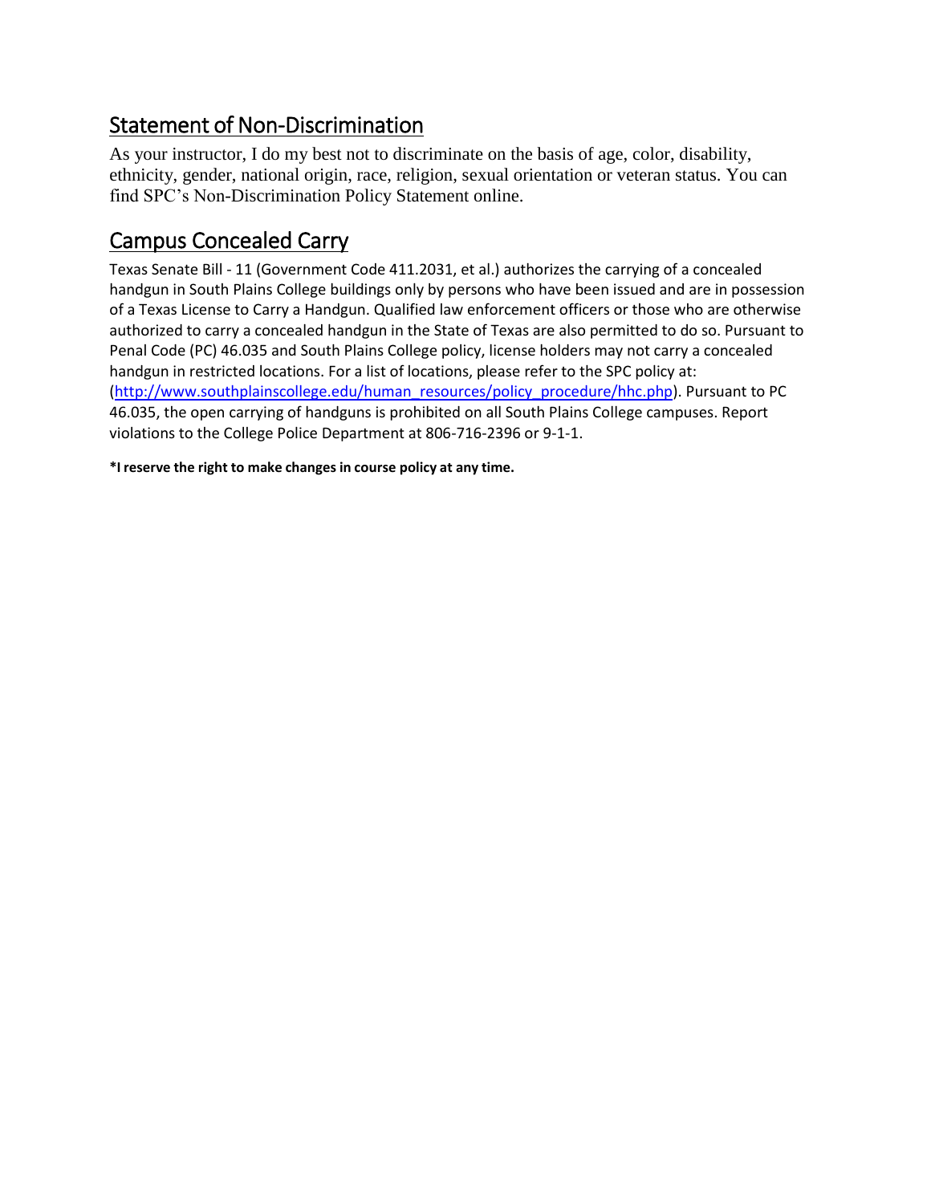## Statement of Non-Discrimination

As your instructor, I do my best not to discriminate on the basis of age, color, disability, ethnicity, gender, national origin, race, religion, sexual orientation or veteran status. You can find SPC's Non-Discrimination Policy Statement online.

## Campus Concealed Carry

Texas Senate Bill - 11 (Government Code 411.2031, et al.) authorizes the carrying of a concealed handgun in South Plains College buildings only by persons who have been issued and are in possession of a Texas License to Carry a Handgun. Qualified law enforcement officers or those who are otherwise authorized to carry a concealed handgun in the State of Texas are also permitted to do so. Pursuant to Penal Code (PC) 46.035 and South Plains College policy, license holders may not carry a concealed handgun in restricted locations. For a list of locations, please refer to the SPC policy at: (http://www.southplainscollege.edu/human_resources/policy_procedure/hhc.php). Pursuant to PC 46.035, the open carrying of handguns is prohibited on all South Plains College campuses. Report violations to the College Police Department at 806-716-2396 or 9-1-1.

**\*I reserve the right to make changes in course policy at any time.**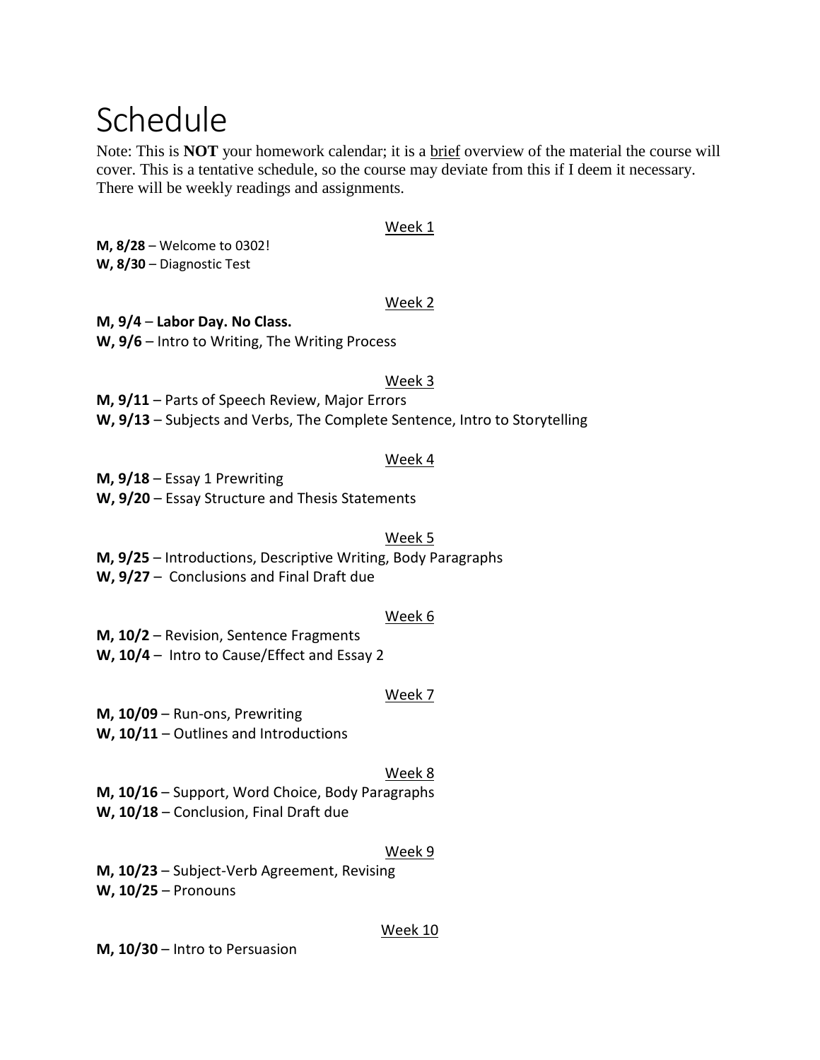# Schedule

Note: This is **NOT** your homework calendar; it is a brief overview of the material the course will cover. This is a tentative schedule, so the course may deviate from this if I deem it necessary. There will be weekly readings and assignments.

Week 1

**M, 8/28** – Welcome to 0302!
**W, 8/30** – Diagnostic Test

Week 2

**M, 9/4** – **Labor Day. No Class.**
**W, 9/6** – Intro to Writing, The Writing Process

Week 3

**M, 9/11** – Parts of Speech Review, Major Errors
**W, 9/13** – Subjects and Verbs, The Complete Sentence, Intro to Storytelling

Week 4

**M, 9/18** – Essay 1 Prewriting
**W, 9/20** – Essay Structure and Thesis Statements

Week 5

**M, 9/25** – Introductions, Descriptive Writing, Body Paragraphs
**W, 9/27** – Conclusions and Final Draft due

Week 6

**M, 10/2** – Revision, Sentence Fragments
**W, 10/4** – Intro to Cause/Effect and Essay 2

Week 7

**M, 10/09** – Run-ons, Prewriting
**W, 10/11** – Outlines and Introductions

Week 8

**M, 10/16** – Support, Word Choice, Body Paragraphs
**W, 10/18** – Conclusion, Final Draft due

Week 9

**M, 10/23** – Subject-Verb Agreement, Revising
**W, 10/25** – Pronouns

Week 10

**M, 10/30** – Intro to Persuasion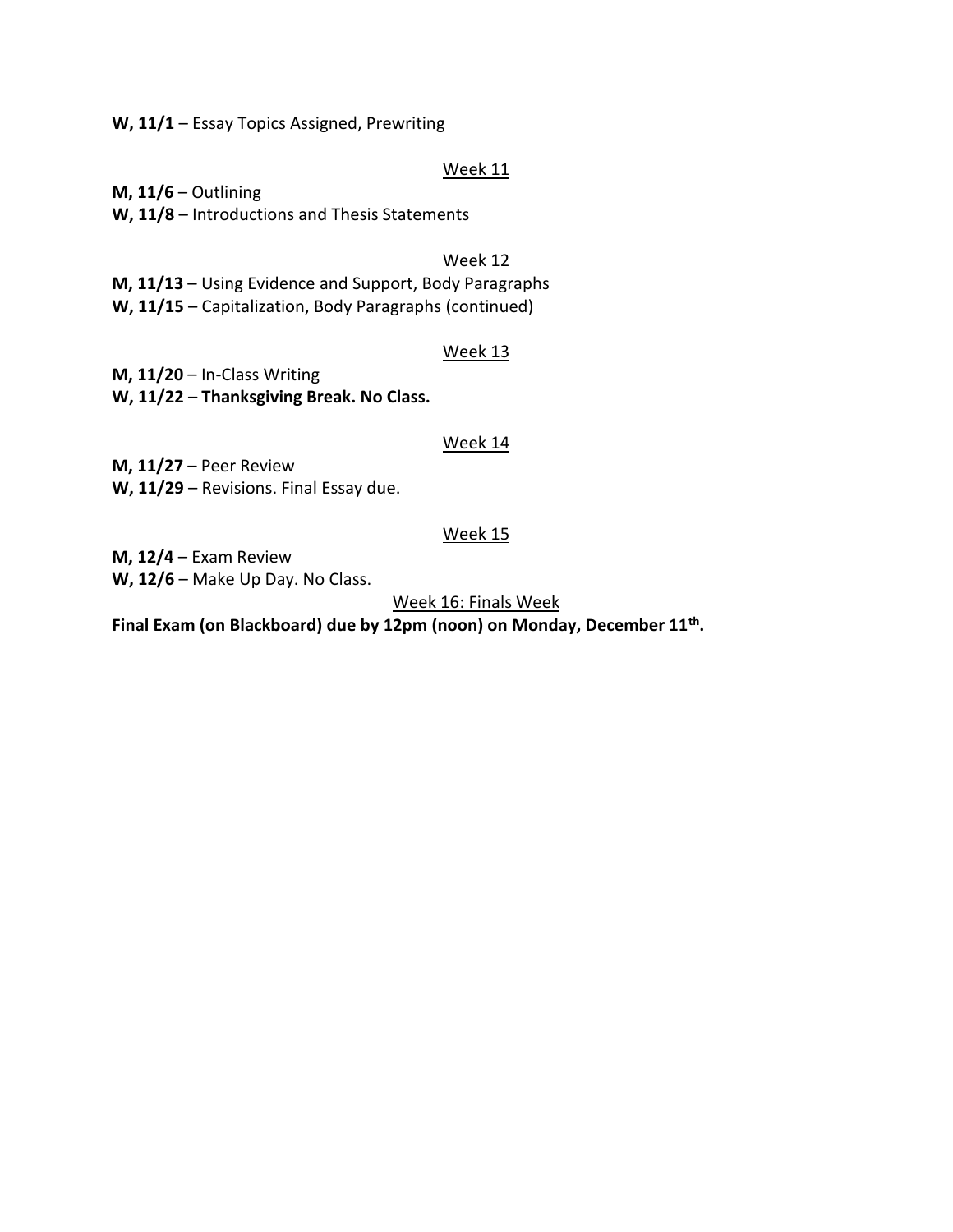**W, 11/1** – Essay Topics Assigned, Prewriting

Week 11

**M, 11/6** – Outlining
**W, 11/8** – Introductions and Thesis Statements

Week 12

**M, 11/13** – Using Evidence and Support, Body Paragraphs
**W, 11/15** – Capitalization, Body Paragraphs (continued)

Week 13

**M, 11/20** – In-Class Writing
**W, 11/22** – **Thanksgiving Break. No Class.**

Week 14

**M, 11/27** – Peer Review
**W, 11/29** – Revisions. Final Essay due.

Week 15

**M, 12/4** – Exam Review
**W, 12/6** – Make Up Day. No Class.

Week 16: Finals Week

**Final Exam (on Blackboard) due by 12pm (noon) on Monday, December 11th.**